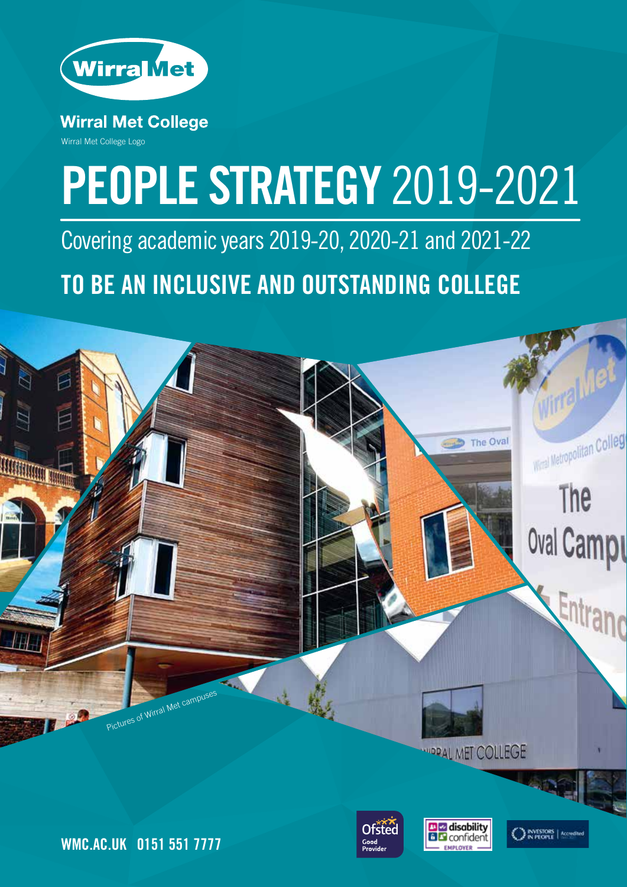Wirral Met College

Wirral Met College Logo

# PEOPLE STRATEGY 2019-2021

## Covering academic years 2019-20, 2020-21 and 2021-22

## TO BE AN INCLUSIVE AND OUTSTANDING COLLEGE

Pictures of Wirral Met campuses

WMC.AC.UK 0151 551 7777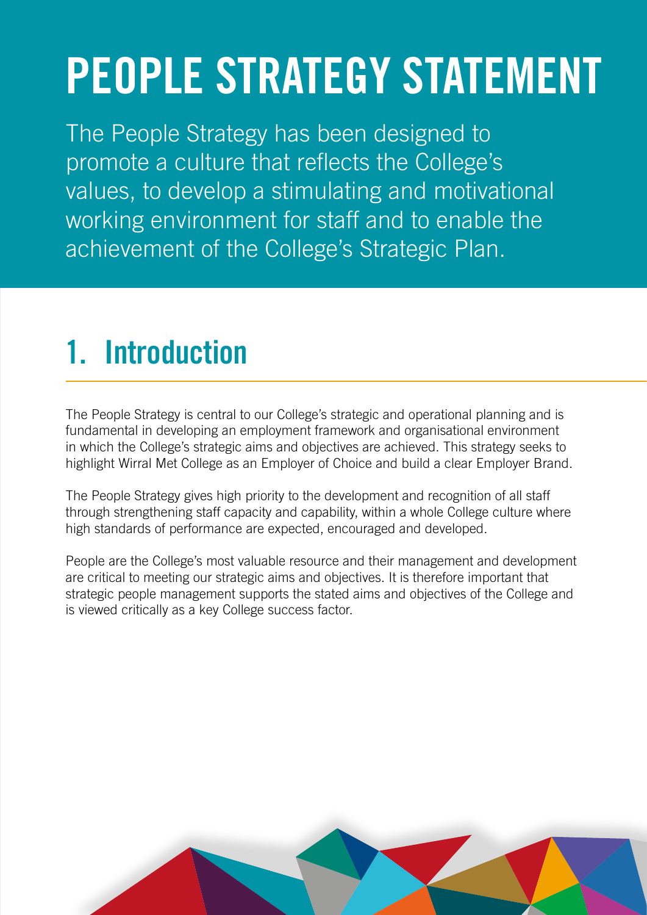# PEOPLE STRATEGY STATEMENT

The People Strategy has been designed to promote a culture that reflects the College's values, to develop a stimulating and motivational working environment for staff and to enable the achievement of the College's Strategic Plan.

## 1. Introduction

The People Strategy is central to our College's strategic and operational planning and is fundamental in developing an employment framework and organisational environment in which the College's strategic aims and objectives are achieved. This strategy seeks to highlight Wirral Met College as an Employer of Choice and build a clear Employer Brand.

The People Strategy gives high priority to the development and recognition of all staff through strengthening staff capacity and capability, within a whole College culture where high standards of performance are expected, encouraged and developed.

People are the College's most valuable resource and their management and development are critical to meeting our strategic aims and objectives. It is therefore important that strategic people management supports the stated aims and objectives of the College and is viewed critically as a key College success factor.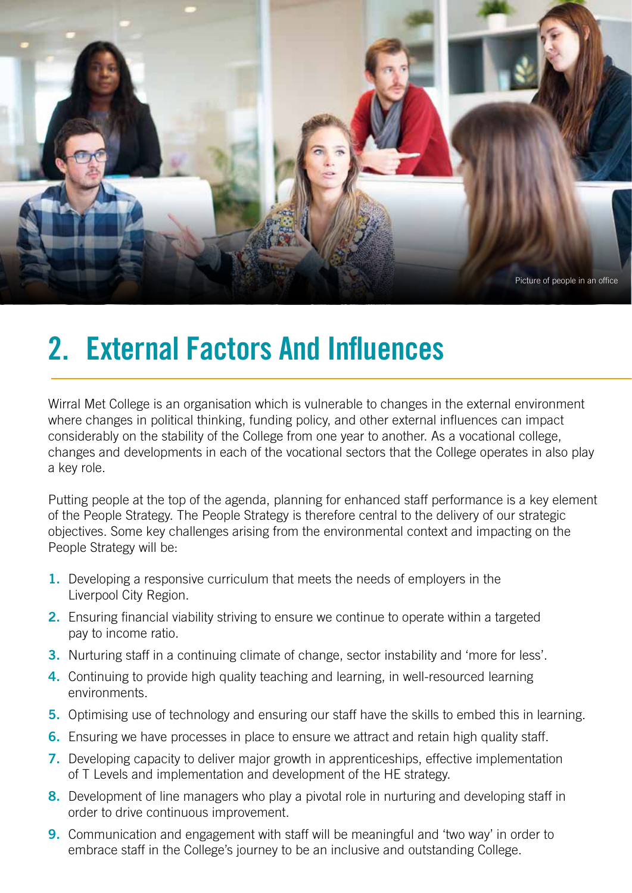Picture of people in an office

# 2. External Factors And Influences

Wirral Met College is an organisation which is vulnerable to changes in the external environment where changes in political thinking, funding policy, and other external influences can impact considerably on the stability of the College from one year to another. As a vocational college, changes and developments in each of the vocational sectors that the College operates in also play a key role.

Putting people at the top of the agenda, planning for enhanced staff performance is a key element of the People Strategy. The People Strategy is therefore central to the delivery of our strategic objectives. Some key challenges arising from the environmental context and impacting on the People Strategy will be:

1. Developing a responsive curriculum that meets the needs of employers in the Liverpool City Region.
2. Ensuring financial viability striving to ensure we continue to operate within a targeted pay to income ratio.
3. Nurturing staff in a continuing climate of change, sector instability and 'more for less'.
4. Continuing to provide high quality teaching and learning, in well-resourced learning environments.
5. Optimising use of technology and ensuring our staff have the skills to embed this in learning.
6. Ensuring we have processes in place to ensure we attract and retain high quality staff.
7. Developing capacity to deliver major growth in apprenticeships, effective implementation of T Levels and implementation and development of the HE strategy.
8. Development of line managers who play a pivotal role in nurturing and developing staff in order to drive continuous improvement.
9. Communication and engagement with staff will be meaningful and 'two way' in order to embrace staff in the College's journey to be an inclusive and outstanding College.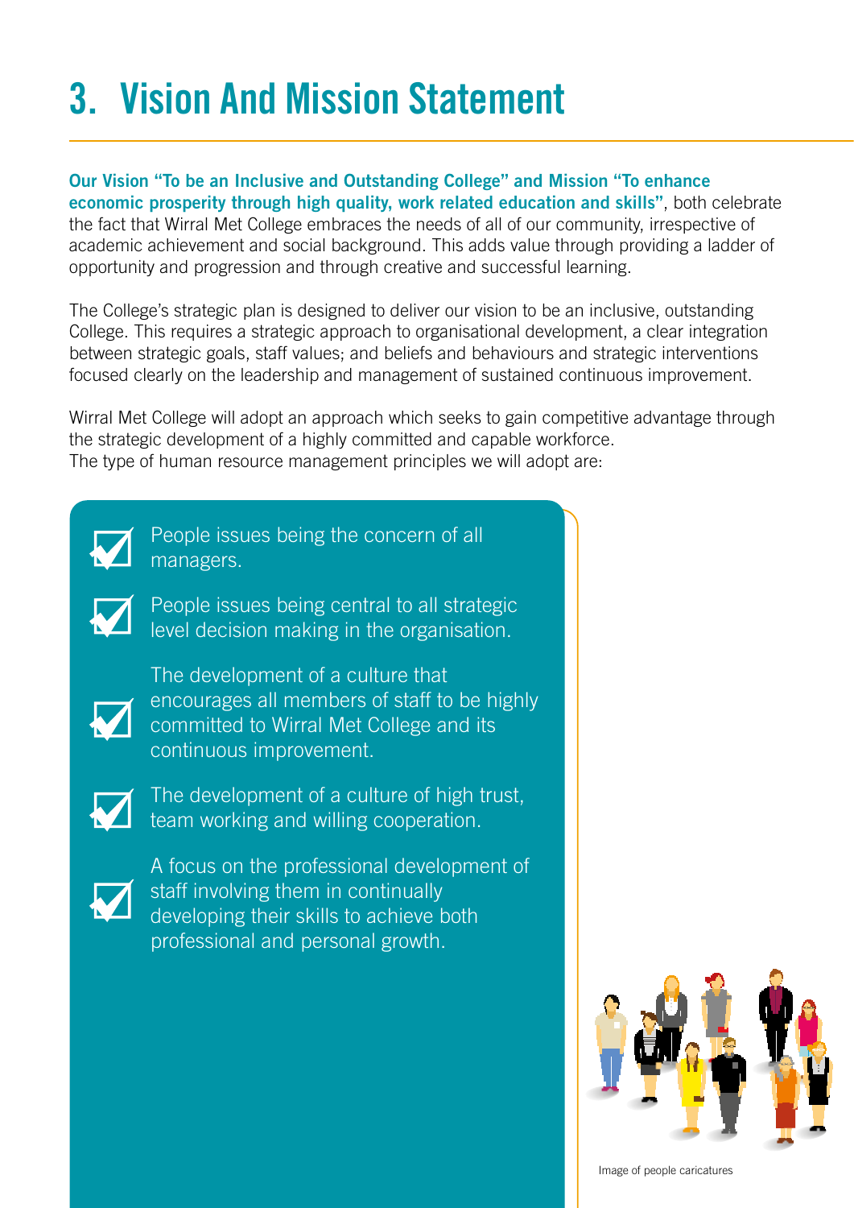# 3. Vision And Mission Statement

**Our Vision "To be an Inclusive and Outstanding College" and Mission "To enhance economic prosperity through high quality, work related education and skills"**, both celebrate the fact that Wirral Met College embraces the needs of all of our community, irrespective of academic achievement and social background. This adds value through providing a ladder of opportunity and progression and through creative and successful learning.

The College's strategic plan is designed to deliver our vision to be an inclusive, outstanding College. This requires a strategic approach to organisational development, a clear integration between strategic goals, staff values; and beliefs and behaviours and strategic interventions focused clearly on the leadership and management of sustained continuous improvement.

Wirral Met College will adopt an approach which seeks to gain competitive advantage through the strategic development of a highly committed and capable workforce.
The type of human resource management principles we will adopt are:

- People issues being the concern of all managers.
- People issues being central to all strategic level decision making in the organisation.
- The development of a culture that encourages all members of staff to be highly committed to Wirral Met College and its continuous improvement.
- The development of a culture of high trust, team working and willing cooperation.
- A focus on the professional development of staff involving them in continually developing their skills to achieve both professional and personal growth.

Image of people caricatures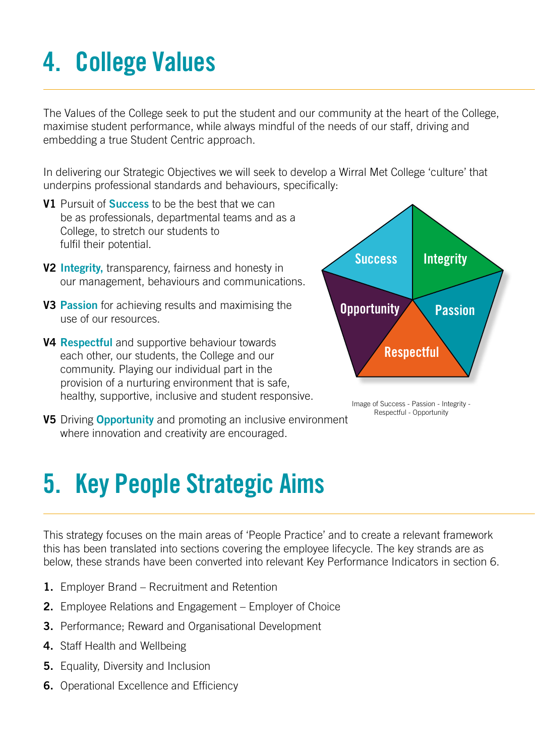# 4. College Values

The Values of the College seek to put the student and our community at the heart of the College, maximise student performance, while always mindful of the needs of our staff, driving and embedding a true Student Centric approach.

In delivering our Strategic Objectives we will seek to develop a Wirral Met College 'culture' that underpins professional standards and behaviours, specifically:

**V1** Pursuit of **Success** to be the best that we can be as professionals, departmental teams and as a College, to stretch our students to fulfil their potential.

**V2** **Integrity,** transparency, fairness and honesty in our management, behaviours and communications.

**V3** **Passion** for achieving results and maximising the use of our resources.

**V4** **Respectful** and supportive behaviour towards each other, our students, the College and our community. Playing our individual part in the provision of a nurturing environment that is safe, healthy, supportive, inclusive and student responsive.

**V5** Driving **Opportunity** and promoting an inclusive environment where innovation and creativity are encouraged.

Success | Integrity | Opportunity | Passion | Respectful

Image of Success - Passion - Integrity - Respectful - Opportunity

# 5. Key People Strategic Aims

This strategy focuses on the main areas of 'People Practice' and to create a relevant framework this has been translated into sections covering the employee lifecycle. The key strands are as below, these strands have been converted into relevant Key Performance Indicators in section 6.

1. Employer Brand – Recruitment and Retention
2. Employee Relations and Engagement – Employer of Choice
3. Performance; Reward and Organisational Development
4. Staff Health and Wellbeing
5. Equality, Diversity and Inclusion
6. Operational Excellence and Efficiency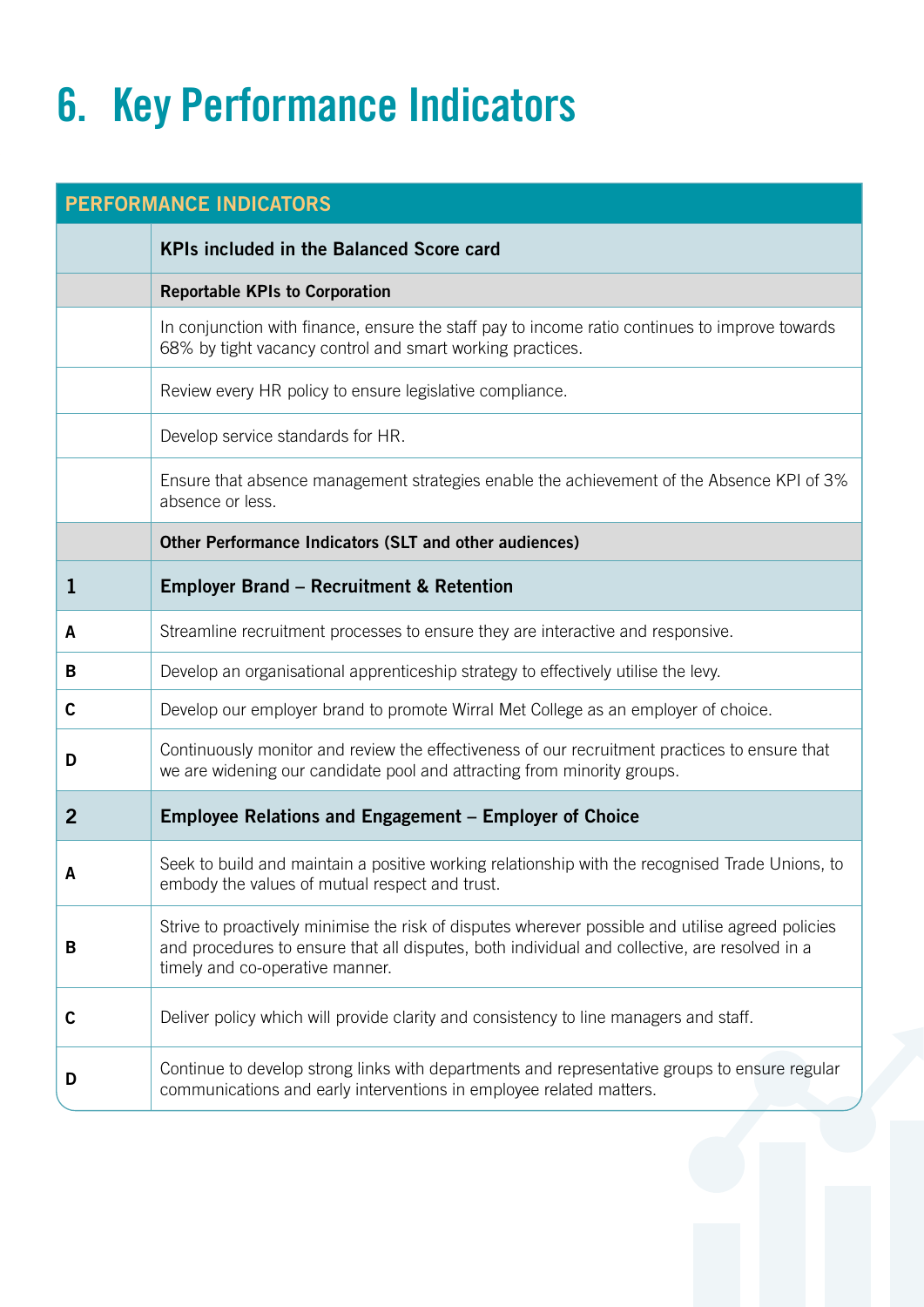# 6. Key Performance Indicators

| PERFORMANCE INDICATORS | |
|---|---|
| | **KPIs included in the Balanced Score card** |
| | **Reportable KPIs to Corporation** |
| | In conjunction with finance, ensure the staff pay to income ratio continues to improve towards 68% by tight vacancy control and smart working practices. |
| | Review every HR policy to ensure legislative compliance. |
| | Develop service standards for HR. |
| | Ensure that absence management strategies enable the achievement of the Absence KPI of 3% absence or less. |
| | **Other Performance Indicators (SLT and other audiences)** |
| **1** | **Employer Brand – Recruitment & Retention** |
| **A** | Streamline recruitment processes to ensure they are interactive and responsive. |
| **B** | Develop an organisational apprenticeship strategy to effectively utilise the levy. |
| **C** | Develop our employer brand to promote Wirral Met College as an employer of choice. |
| **D** | Continuously monitor and review the effectiveness of our recruitment practices to ensure that we are widening our candidate pool and attracting from minority groups. |
| **2** | **Employee Relations and Engagement – Employer of Choice** |
| **A** | Seek to build and maintain a positive working relationship with the recognised Trade Unions, to embody the values of mutual respect and trust. |
| **B** | Strive to proactively minimise the risk of disputes wherever possible and utilise agreed policies and procedures to ensure that all disputes, both individual and collective, are resolved in a timely and co-operative manner. |
| **C** | Deliver policy which will provide clarity and consistency to line managers and staff. |
| **D** | Continue to develop strong links with departments and representative groups to ensure regular communications and early interventions in employee related matters. |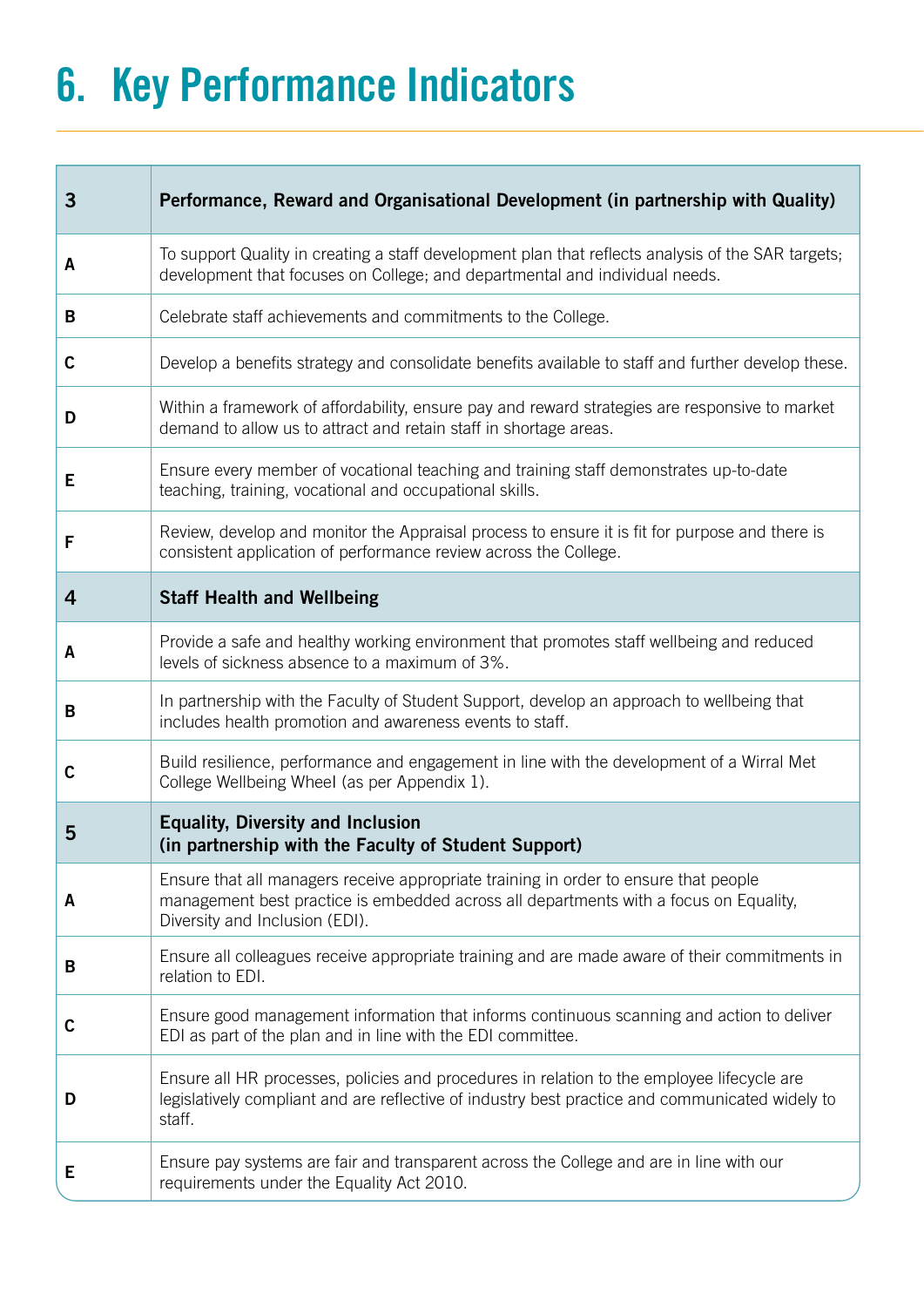# 6. Key Performance Indicators

| 3 | Performance, Reward and Organisational Development (in partnership with Quality) |
|---|---|
| A | To support Quality in creating a staff development plan that reflects analysis of the SAR targets; development that focuses on College; and departmental and individual needs. |
| B | Celebrate staff achievements and commitments to the College. |
| C | Develop a benefits strategy and consolidate benefits available to staff and further develop these. |
| D | Within a framework of affordability, ensure pay and reward strategies are responsive to market demand to allow us to attract and retain staff in shortage areas. |
| E | Ensure every member of vocational teaching and training staff demonstrates up-to-date teaching, training, vocational and occupational skills. |
| F | Review, develop and monitor the Appraisal process to ensure it is fit for purpose and there is consistent application of performance review across the College. |
| **4** | **Staff Health and Wellbeing** |
| A | Provide a safe and healthy working environment that promotes staff wellbeing and reduced levels of sickness absence to a maximum of 3%. |
| B | In partnership with the Faculty of Student Support, develop an approach to wellbeing that includes health promotion and awareness events to staff. |
| C | Build resilience, performance and engagement in line with the development of a Wirral Met College Wellbeing Wheel (as per Appendix 1). |
| **5** | **Equality, Diversity and Inclusion (in partnership with the Faculty of Student Support)** |
| A | Ensure that all managers receive appropriate training in order to ensure that people management best practice is embedded across all departments with a focus on Equality, Diversity and Inclusion (EDI). |
| B | Ensure all colleagues receive appropriate training and are made aware of their commitments in relation to EDI. |
| C | Ensure good management information that informs continuous scanning and action to deliver EDI as part of the plan and in line with the EDI committee. |
| D | Ensure all HR processes, policies and procedures in relation to the employee lifecycle are legislatively compliant and are reflective of industry best practice and communicated widely to staff. |
| E | Ensure pay systems are fair and transparent across the College and are in line with our requirements under the Equality Act 2010. |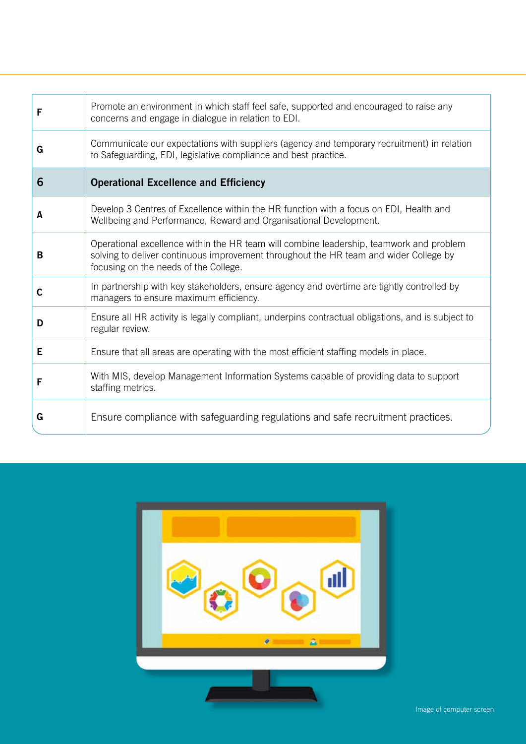| | |
|---|---|
| F | Promote an environment in which staff feel safe, supported and encouraged to raise any concerns and engage in dialogue in relation to EDI. |
| G | Communicate our expectations with suppliers (agency and temporary recruitment) in relation to Safeguarding, EDI, legislative compliance and best practice. |
| **6** | **Operational Excellence and Efficiency** |
| A | Develop 3 Centres of Excellence within the HR function with a focus on EDI, Health and Wellbeing and Performance, Reward and Organisational Development. |
| B | Operational excellence within the HR team will combine leadership, teamwork and problem solving to deliver continuous improvement throughout the HR team and wider College by focusing on the needs of the College. |
| C | In partnership with key stakeholders, ensure agency and overtime are tightly controlled by managers to ensure maximum efficiency. |
| D | Ensure all HR activity is legally compliant, underpins contractual obligations, and is subject to regular review. |
| E | Ensure that all areas are operating with the most efficient staffing models in place. |
| F | With MIS, develop Management Information Systems capable of providing data to support staffing metrics. |
| G | Ensure compliance with safeguarding regulations and safe recruitment practices. |

Image of computer screen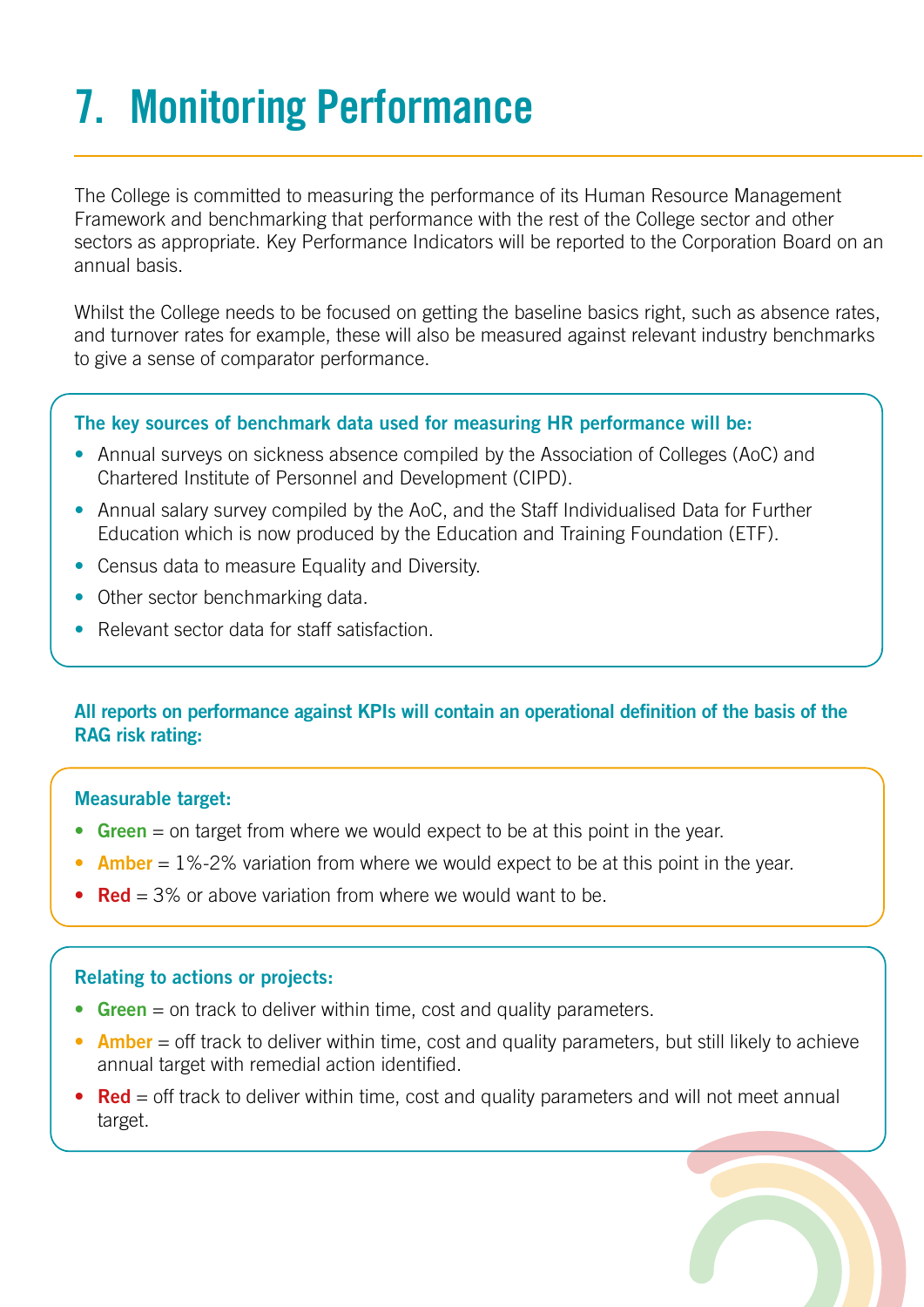# 7. Monitoring Performance

The College is committed to measuring the performance of its Human Resource Management Framework and benchmarking that performance with the rest of the College sector and other sectors as appropriate. Key Performance Indicators will be reported to the Corporation Board on an annual basis.

Whilst the College needs to be focused on getting the baseline basics right, such as absence rates, and turnover rates for example, these will also be measured against relevant industry benchmarks to give a sense of comparator performance.

**The key sources of benchmark data used for measuring HR performance will be:**

- Annual surveys on sickness absence compiled by the Association of Colleges (AoC) and Chartered Institute of Personnel and Development (CIPD).
- Annual salary survey compiled by the AoC, and the Staff Individualised Data for Further Education which is now produced by the Education and Training Foundation (ETF).
- Census data to measure Equality and Diversity.
- Other sector benchmarking data.
- Relevant sector data for staff satisfaction.

**All reports on performance against KPIs will contain an operational definition of the basis of the RAG risk rating:**

**Measurable target:**

- **Green** = on target from where we would expect to be at this point in the year.
- **Amber** = 1%-2% variation from where we would expect to be at this point in the year.
- **Red** = 3% or above variation from where we would want to be.

**Relating to actions or projects:**

- **Green** = on track to deliver within time, cost and quality parameters.
- **Amber** = off track to deliver within time, cost and quality parameters, but still likely to achieve annual target with remedial action identified.
- **Red** = off track to deliver within time, cost and quality parameters and will not meet annual target.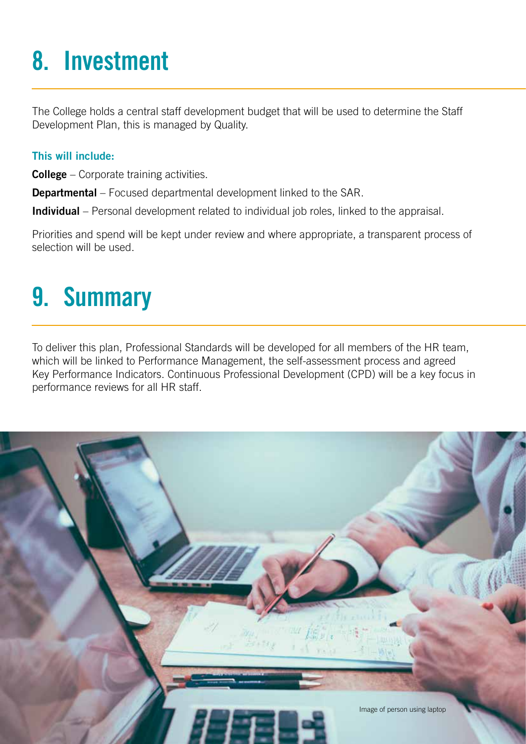# 8. Investment

The College holds a central staff development budget that will be used to determine the Staff Development Plan, this is managed by Quality.

### This will include:

**College** – Corporate training activities.

**Departmental** – Focused departmental development linked to the SAR.

**Individual** – Personal development related to individual job roles, linked to the appraisal.

Priorities and spend will be kept under review and where appropriate, a transparent process of selection will be used.

# 9. Summary

To deliver this plan, Professional Standards will be developed for all members of the HR team, which will be linked to Performance Management, the self-assessment process and agreed Key Performance Indicators. Continuous Professional Development (CPD) will be a key focus in performance reviews for all HR staff.

Image of person using laptop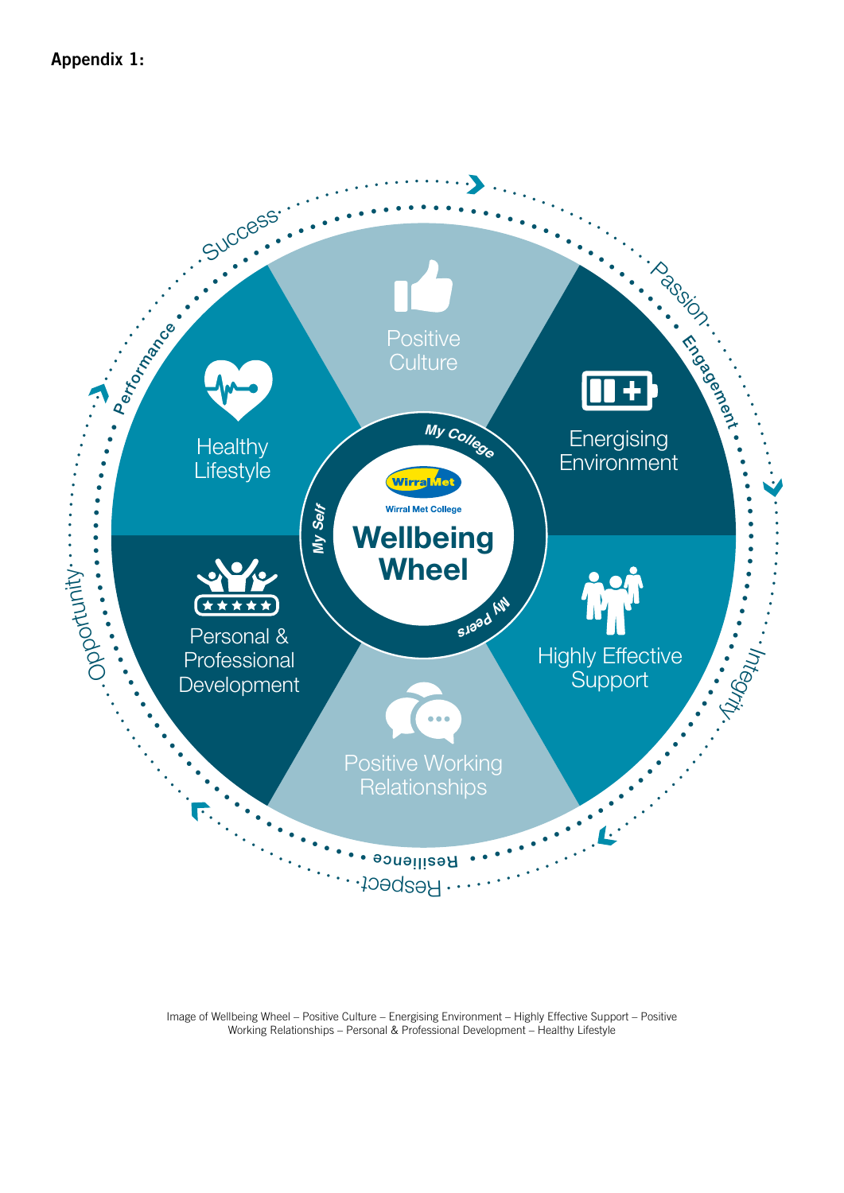**Appendix 1:**

Success

Passion

Performance

Engagement

Positive Culture

Healthy Lifestyle

Energising Environment

My College

Wirral Met

Wirral Met College

My Self

Wellbeing Wheel

My Peers

Opportunity

Integrity

Personal & Professional Development

Highly Effective Support

Positive Working Relationships

Resilience

Respect

Image of Wellbeing Wheel – Positive Culture – Energising Environment – Highly Effective Support – Positive Working Relationships – Personal & Professional Development – Healthy Lifestyle